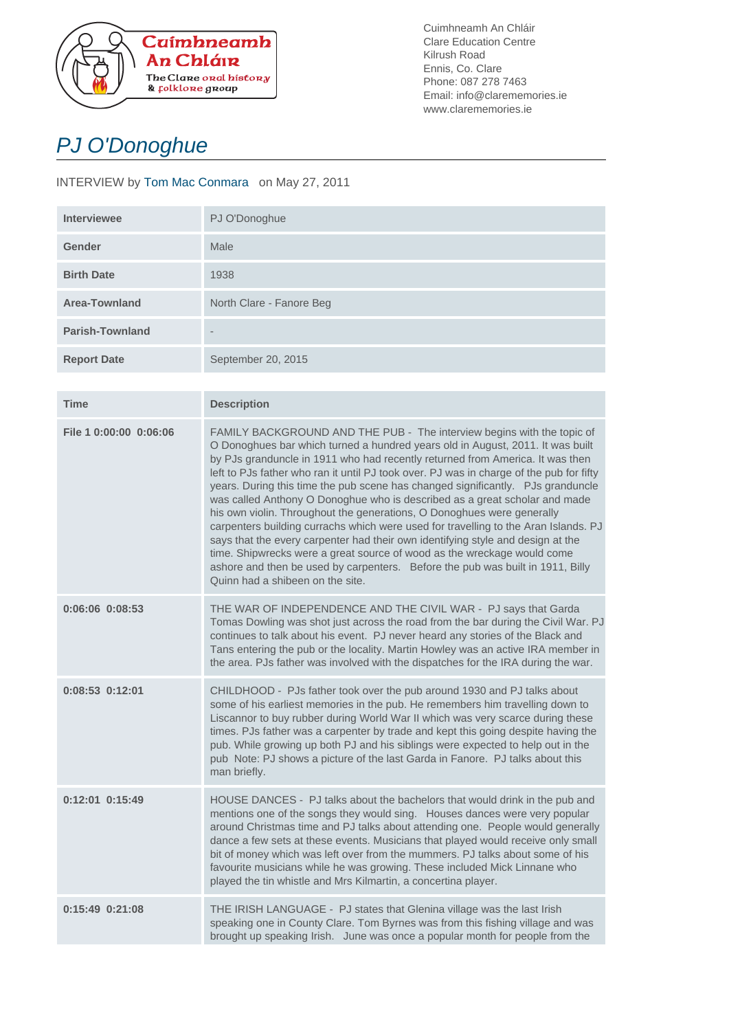Cuimhneamh An Chláir
The Clare oral history & folklore group

Cuimhneamh An Chláir
Clare Education Centre
Kilrush Road
Ennis, Co. Clare
Phone: 087 278 7463
Email: info@clarememories.ie
www.clarememories.ie

# PJ O'Donoghue

INTERVIEW by Tom Mac Conmara on May 27, 2011

| | |
|---|---|
| **Interviewee** | PJ O'Donoghue |
| **Gender** | Male |
| **Birth Date** | 1938 |
| **Area-Townland** | North Clare - Fanore Beg |
| **Parish-Townland** | - |
| **Report Date** | September 20, 2015 |

| Time | Description |
|---|---|
| **File 1 0:00:00 0:06:06** | FAMILY BACKGROUND AND THE PUB - The interview begins with the topic of O Donoghues bar which turned a hundred years old in August, 2011. It was built by PJs granduncle in 1911 who had recently returned from America. It was then left to PJs father who ran it until PJ took over. PJ was in charge of the pub for fifty years. During this time the pub scene has changed significantly. PJs granduncle was called Anthony O Donoghue who is described as a great scholar and made his own violin. Throughout the generations, O Donoghues were generally carpenters building currachs which were used for travelling to the Aran Islands. PJ says that the every carpenter had their own identifying style and design at the time. Shipwrecks were a great source of wood as the wreckage would come ashore and then be used by carpenters. Before the pub was built in 1911, Billy Quinn had a shibeen on the site. |
| **0:06:06 0:08:53** | THE WAR OF INDEPENDENCE AND THE CIVIL WAR - PJ says that Garda Tomas Dowling was shot just across the road from the bar during the Civil War. PJ continues to talk about his event. PJ never heard any stories of the Black and Tans entering the pub or the locality. Martin Howley was an active IRA member in the area. PJs father was involved with the dispatches for the IRA during the war. |
| **0:08:53 0:12:01** | CHILDHOOD - PJs father took over the pub around 1930 and PJ talks about some of his earliest memories in the pub. He remembers him travelling down to Liscannor to buy rubber during World War II which was very scarce during these times. PJs father was a carpenter by trade and kept this going despite having the pub. While growing up both PJ and his siblings were expected to help out in the pub Note: PJ shows a picture of the last Garda in Fanore. PJ talks about this man briefly. |
| **0:12:01 0:15:49** | HOUSE DANCES - PJ talks about the bachelors that would drink in the pub and mentions one of the songs they would sing. Houses dances were very popular around Christmas time and PJ talks about attending one. People would generally dance a few sets at these events. Musicians that played would receive only small bit of money which was left over from the mummers. PJ talks about some of his favourite musicians while he was growing. These included Mick Linnane who played the tin whistle and Mrs Kilmartin, a concertina player. |
| **0:15:49 0:21:08** | THE IRISH LANGUAGE - PJ states that Glenina village was the last Irish speaking one in County Clare. Tom Byrnes was from this fishing village and was brought up speaking Irish. June was once a popular month for people from the |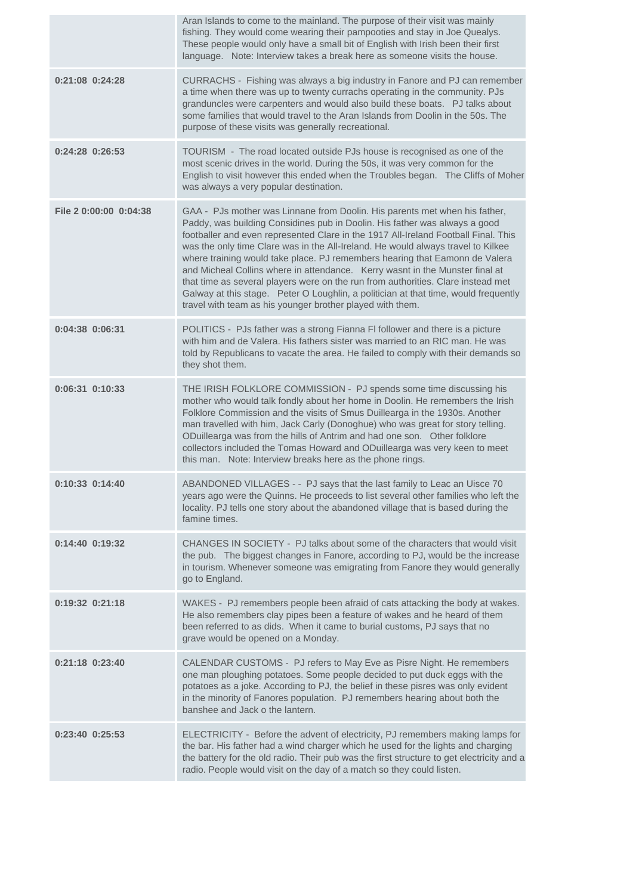| | |
|---|---|
| | Aran Islands to come to the mainland. The purpose of their visit was mainly fishing. They would come wearing their pampooties and stay in Joe Quealys. These people would only have a small bit of English with Irish been their first language. Note: Interview takes a break here as someone visits the house. |
| **0:21:08 0:24:28** | CURRACHS - Fishing was always a big industry in Fanore and PJ can remember a time when there was up to twenty currachs operating in the community. PJs granduncles were carpenters and would also build these boats. PJ talks about some families that would travel to the Aran Islands from Doolin in the 50s. The purpose of these visits was generally recreational. |
| **0:24:28 0:26:53** | TOURISM - The road located outside PJs house is recognised as one of the most scenic drives in the world. During the 50s, it was very common for the English to visit however this ended when the Troubles began. The Cliffs of Moher was always a very popular destination. |
| **File 2 0:00:00 0:04:38** | GAA - PJs mother was Linnane from Doolin. His parents met when his father, Paddy, was building Considines pub in Doolin. His father was always a good footballer and even represented Clare in the 1917 All-Ireland Football Final. This was the only time Clare was in the All-Ireland. He would always travel to Kilkee where training would take place. PJ remembers hearing that Eamonn de Valera and Micheal Collins where in attendance. Kerry wasnt in the Munster final at that time as several players were on the run from authorities. Clare instead met Galway at this stage. Peter O Loughlin, a politician at that time, would frequently travel with team as his younger brother played with them. |
| **0:04:38 0:06:31** | POLITICS - PJs father was a strong Fianna Fl follower and there is a picture with him and de Valera. His fathers sister was married to an RIC man. He was told by Republicans to vacate the area. He failed to comply with their demands so they shot them. |
| **0:06:31 0:10:33** | THE IRISH FOLKLORE COMMISSION - PJ spends some time discussing his mother who would talk fondly about her home in Doolin. He remembers the Irish Folklore Commission and the visits of Smus Duillearga in the 1930s. Another man travelled with him, Jack Carly (Donoghue) who was great for story telling. ODuillearga was from the hills of Antrim and had one son. Other folklore collectors included the Tomas Howard and ODuillearga was very keen to meet this man. Note: Interview breaks here as the phone rings. |
| **0:10:33 0:14:40** | ABANDONED VILLAGES - - PJ says that the last family to Leac an Uisce 70 years ago were the Quinns. He proceeds to list several other families who left the locality. PJ tells one story about the abandoned village that is based during the famine times. |
| **0:14:40 0:19:32** | CHANGES IN SOCIETY - PJ talks about some of the characters that would visit the pub. The biggest changes in Fanore, according to PJ, would be the increase in tourism. Whenever someone was emigrating from Fanore they would generally go to England. |
| **0:19:32 0:21:18** | WAKES - PJ remembers people been afraid of cats attacking the body at wakes. He also remembers clay pipes been a feature of wakes and he heard of them been referred to as dids. When it came to burial customs, PJ says that no grave would be opened on a Monday. |
| **0:21:18 0:23:40** | CALENDAR CUSTOMS - PJ refers to May Eve as Pisre Night. He remembers one man ploughing potatoes. Some people decided to put duck eggs with the potatoes as a joke. According to PJ, the belief in these pisres was only evident in the minority of Fanores population. PJ remembers hearing about both the banshee and Jack o the lantern. |
| **0:23:40 0:25:53** | ELECTRICITY - Before the advent of electricity, PJ remembers making lamps for the bar. His father had a wind charger which he used for the lights and charging the battery for the old radio. Their pub was the first structure to get electricity and a radio. People would visit on the day of a match so they could listen. |